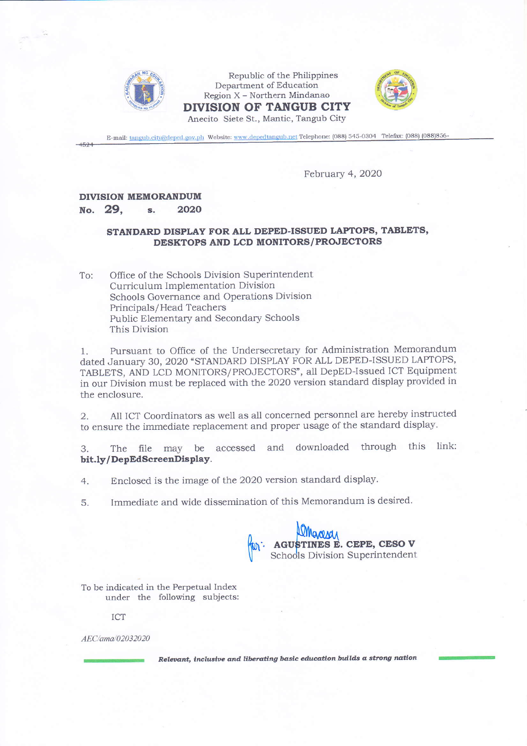Republic of the Philippines
Department of Education
Region X – Northern Mindanao
**DIVISION OF TANGUB CITY**
Anecito Siete St., Mantic, Tangub City

E-mail: tangub.city@deped.gov.ph Website: www.depedtangub.net Telephone: (088) 545-0304 Telefax: (088) (088)856-4524

February 4, 2020

**DIVISION MEMORANDUM**
**No. 29, s. 2020**

**STANDARD DISPLAY FOR ALL DEPED-ISSUED LAPTOPS, TABLETS, DESKTOPS AND LCD MONITORS/PROJECTORS**

To: Office of the Schools Division Superintendent
Curriculum Implementation Division
Schools Governance and Operations Division
Principals/Head Teachers
Public Elementary and Secondary Schools
This Division

1. Pursuant to Office of the Undersecretary for Administration Memorandum dated January 30, 2020 "STANDARD DISPLAY FOR ALL DEPED-ISSUED LAPTOPS, TABLETS, AND LCD MONITORS/PROJECTORS", all DepED-Issued ICT Equipment in our Division must be replaced with the 2020 version standard display provided in the enclosure.

2. All ICT Coordinators as well as all concerned personnel are hereby instructed to ensure the immediate replacement and proper usage of the standard display.

3. The file may be accessed and downloaded through this link: **bit.ly/DepEdScreenDisplay**.

4. Enclosed is the image of the 2020 version standard display.

5. Immediate and wide dissemination of this Memorandum is desired.

For: **AGUSTINES E. CEPE, CESO V**
Schools Division Superintendent

To be indicated in the Perpetual Index
under the following subjects:

ICT

*AEC/ama/02032020*

***Relevant, inclusive and liberating basic education builds a strong nation***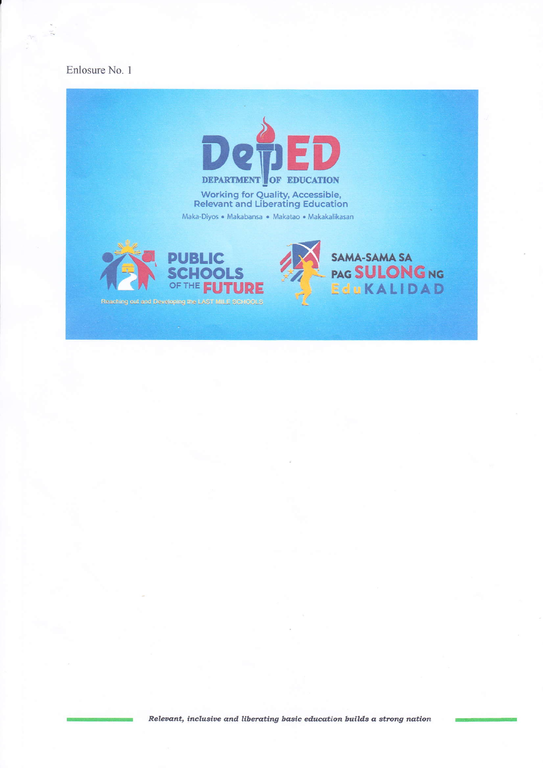Enlosure No. 1

DepED

DEPARTMENT OF EDUCATION

Working for Quality, Accessible, Relevant and Liberating Education

Maka-Diyos • Makabansa • Makatao • Makakalikasan

PUBLIC SCHOOLS OF THE FUTURE

Reaching out and Developing the LAST MILE SCHOOLS

SAMA-SAMA SA PAG SULONG NG EduKALIDAD